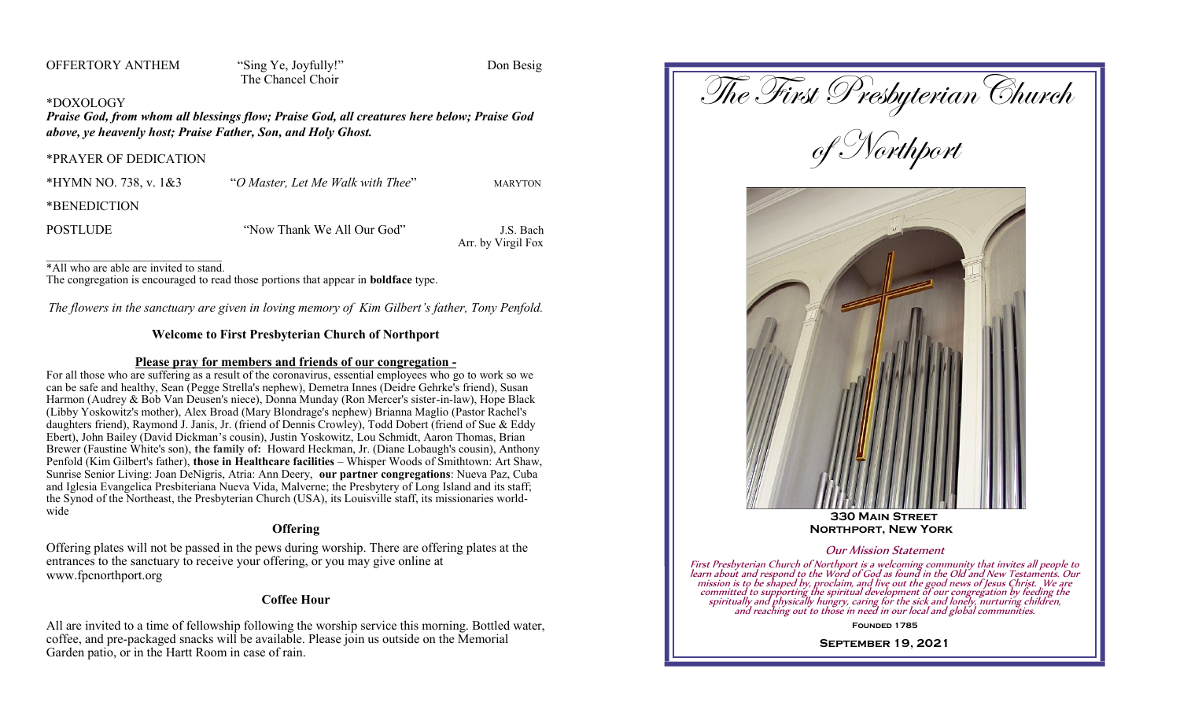OFFERTORY ANTHEM "Sing Ye, Joyfully!" Don Besig
The Chancel Choir

\*DOXOLOGY

***Praise God, from whom all blessings flow; Praise God, all creatures here below; Praise God above, ye heavenly host; Praise Father, Son, and Holy Ghost.***

\*PRAYER OF DEDICATION

\*HYMN NO. 738, v. 1&3 "*O Master, Let Me Walk with Thee*" MARYTON

\*BENEDICTION

POSTLUDE "Now Thank We All Our God" J.S. Bach
Arr. by Virgil Fox

\*All who are able are invited to stand.
The congregation is encouraged to read those portions that appear in **boldface** type.

*The flowers in the sanctuary are given in loving memory of Kim Gilbert's father, Tony Penfold.*

**Welcome to First Presbyterian Church of Northport**

**Please pray for members and friends of our congregation -**

For all those who are suffering as a result of the coronavirus, essential employees who go to work so we can be safe and healthy, Sean (Pegge Strella's nephew), Demetra Innes (Deidre Gehrke's friend), Susan Harmon (Audrey & Bob Van Deusen's niece), Donna Munday (Ron Mercer's sister-in-law), Hope Black (Libby Yoskowitz's mother), Alex Broad (Mary Blondrage's nephew) Brianna Maglio (Pastor Rachel's daughters friend), Raymond J. Janis, Jr. (friend of Dennis Crowley), Todd Dobert (friend of Sue & Eddy Ebert), John Bailey (David Dickman's cousin), Justin Yoskowitz, Lou Schmidt, Aaron Thomas, Brian Brewer (Faustine White's son), **the family of:** Howard Heckman, Jr. (Diane Lobaugh's cousin), Anthony Penfold (Kim Gilbert's father), **those in Healthcare facilities** – Whisper Woods of Smithtown: Art Shaw, Sunrise Senior Living: Joan DeNigris, Atria: Ann Deery, **our partner congregations**: Nueva Paz, Cuba and Iglesia Evangelica Presbiteriana Nueva Vida, Malverne; the Presbytery of Long Island and its staff; the Synod of the Northeast, the Presbyterian Church (USA), its Louisville staff, its missionaries world-wide

**Offering**

Offering plates will not be passed in the pews during worship. There are offering plates at the entrances to the sanctuary to receive your offering, or you may give online at www.fpcnorthport.org

**Coffee Hour**

All are invited to a time of fellowship following the worship service this morning. Bottled water, coffee, and pre-packaged snacks will be available. Please join us outside on the Memorial Garden patio, or in the Hartt Room in case of rain.

# The First Presbyterian Church of Northport

**330 Main Street**
**Northport, New York**

*Our Mission Statement*

*First Presbyterian Church of Northport is a welcoming community that invites all people to learn about and respond to the Word of God as found in the Old and New Testaments. Our mission is to be shaped by, proclaim, and live out the good news of Jesus Christ. We are committed to supporting the spiritual development of our congregation by feeding the spiritually and physically hungry, caring for the sick and lonely, nurturing children, and reaching out to those in need in our local and global communities.*

**Founded 1785**

**September 19, 2021**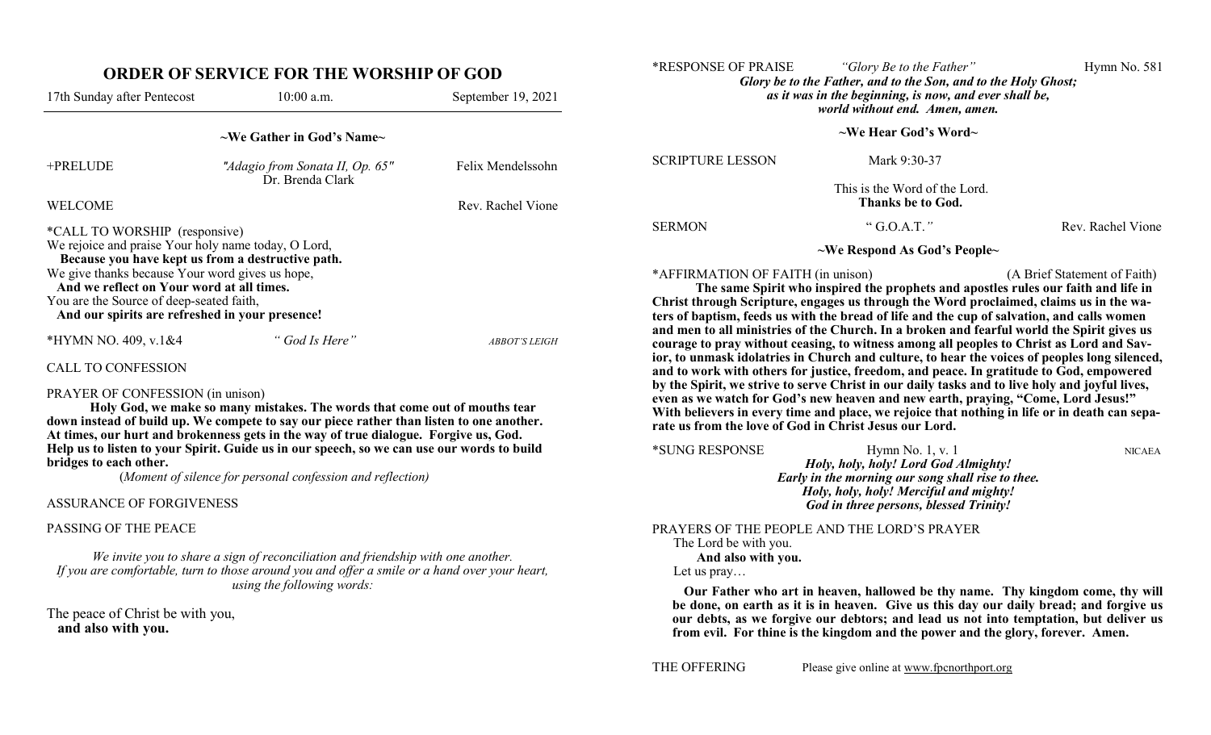# ORDER OF SERVICE FOR THE WORSHIP OF GOD

17th Sunday after Pentecost — 10:00 a.m. — September 19, 2021

## ~We Gather in God's Name~

+PRELUDE — *"Adagio from Sonata II, Op. 65"* — Felix Mendelssohn
Dr. Brenda Clark

WELCOME — Rev. Rachel Vione

*CALL TO WORSHIP (responsive)
We rejoice and praise Your holy name today, O Lord,
**Because you have kept us from a destructive path.**
We give thanks because Your word gives us hope,
**And we reflect on Your word at all times.**
You are the Source of deep-seated faith,
**And our spirits are refreshed in your presence!**

*HYMN NO. 409, v.1&4 — *" God Is Here"* — ABBOT'S LEIGH

CALL TO CONFESSION

PRAYER OF CONFESSION (in unison)
**Holy God, we make so many mistakes. The words that come out of mouths tear down instead of build up. We compete to say our piece rather than listen to one another. At times, our hurt and brokenness gets in the way of true dialogue. Forgive us, God. Help us to listen to your Spirit. Guide us in our speech, so we can use our words to build bridges to each other.**
(*Moment of silence for personal confession and reflection)*

ASSURANCE OF FORGIVENESS

PASSING OF THE PEACE

*We invite you to share a sign of reconciliation and friendship with one another. If you are comfortable, turn to those around you and offer a smile or a hand over your heart, using the following words:*

The peace of Christ be with you,
**and also with you.**

*RESPONSE OF PRAISE — *"Glory Be to the Father"* — Hymn No. 581
***Glory be to the Father, and to the Son, and to the Holy Ghost;***
***as it was in the beginning, is now, and ever shall be,***
***world without end. Amen, amen.***

## ~We Hear God's Word~

SCRIPTURE LESSON — Mark 9:30-37

This is the Word of the Lord.
**Thanks be to God.**

SERMON — " G.O.A.T." — Rev. Rachel Vione

## ~We Respond As God's People~

*AFFIRMATION OF FAITH (in unison) — (A Brief Statement of Faith)
**The same Spirit who inspired the prophets and apostles rules our faith and life in Christ through Scripture, engages us through the Word proclaimed, claims us in the waters of baptism, feeds us with the bread of life and the cup of salvation, and calls women and men to all ministries of the Church. In a broken and fearful world the Spirit gives us courage to pray without ceasing, to witness among all peoples to Christ as Lord and Savior, to unmask idolatries in Church and culture, to hear the voices of peoples long silenced, and to work with others for justice, freedom, and peace. In gratitude to God, empowered by the Spirit, we strive to serve Christ in our daily tasks and to live holy and joyful lives, even as we watch for God's new heaven and new earth, praying, "Come, Lord Jesus!" With believers in every time and place, we rejoice that nothing in life or in death can separate us from the love of God in Christ Jesus our Lord.**

*SUNG RESPONSE — Hymn No. 1, v. 1 — NICAEA
***Holy, holy, holy! Lord God Almighty!***
***Early in the morning our song shall rise to thee.***
***Holy, holy, holy! Merciful and mighty!***
***God in three persons, blessed Trinity!***

PRAYERS OF THE PEOPLE AND THE LORD'S PRAYER
The Lord be with you.
**And also with you.**
Let us pray…

**Our Father who art in heaven, hallowed be thy name. Thy kingdom come, thy will be done, on earth as it is in heaven. Give us this day our daily bread; and forgive us our debts, as we forgive our debtors; and lead us not into temptation, but deliver us from evil. For thine is the kingdom and the power and the glory, forever. Amen.**

THE OFFERING — Please give online at www.fpcnorthport.org